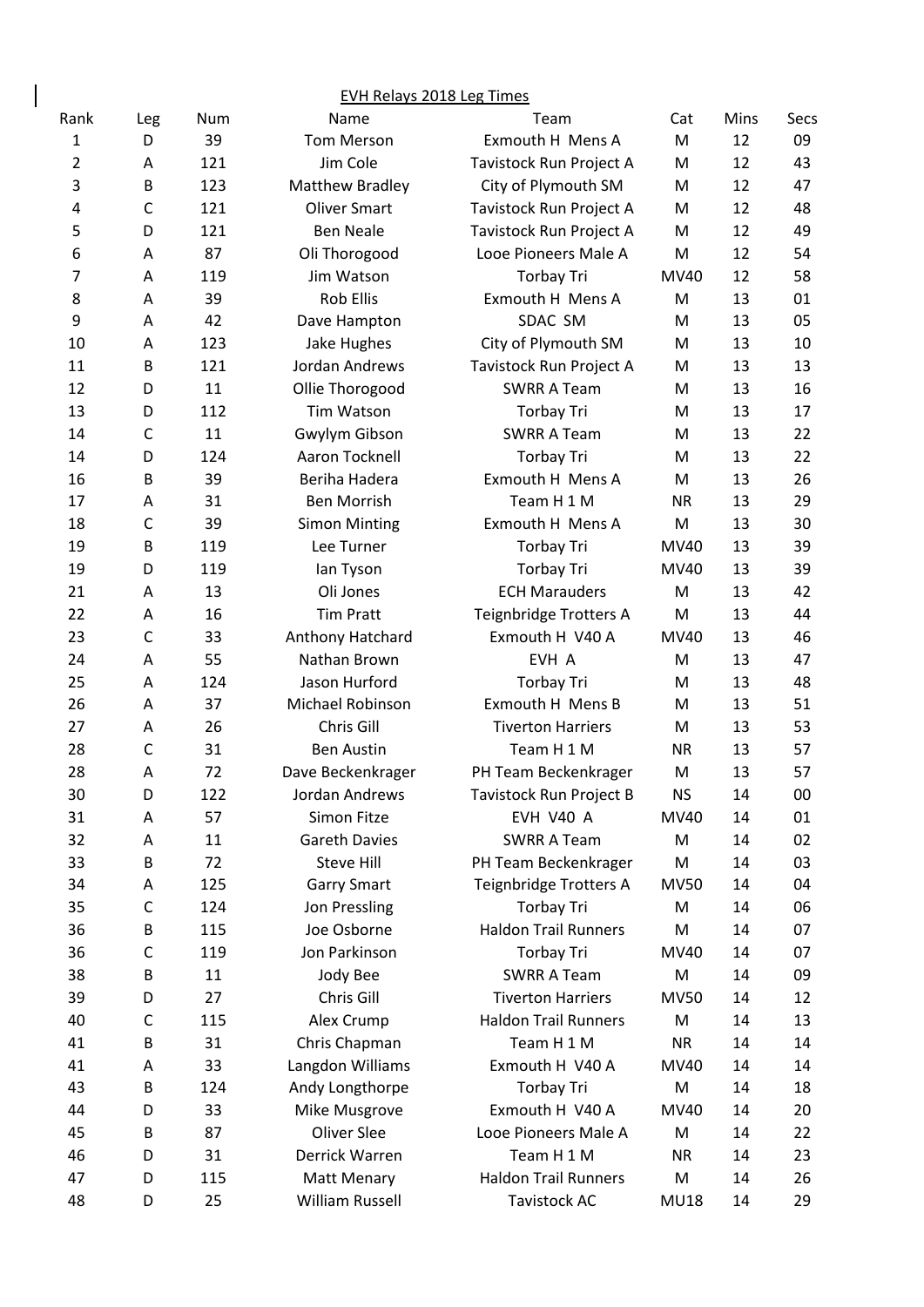EVH Relays 2018 Leg Times

| Rank | Leg | Num | Name | Team | Cat | Mins | Secs |
|---|---|---|---|---|---|---|---|
| 1 | D | 39 | Tom Merson | Exmouth H  Mens A | M | 12 | 09 |
| 2 | A | 121 | Jim Cole | Tavistock Run Project A | M | 12 | 43 |
| 3 | B | 123 | Matthew Bradley | City of Plymouth SM | M | 12 | 47 |
| 4 | C | 121 | Oliver Smart | Tavistock Run Project A | M | 12 | 48 |
| 5 | D | 121 | Ben Neale | Tavistock Run Project A | M | 12 | 49 |
| 6 | A | 87 | Oli Thorogood | Looe Pioneers Male A | M | 12 | 54 |
| 7 | A | 119 | Jim Watson | Torbay Tri | MV40 | 12 | 58 |
| 8 | A | 39 | Rob Ellis | Exmouth H  Mens A | M | 13 | 01 |
| 9 | A | 42 | Dave Hampton | SDAC  SM | M | 13 | 05 |
| 10 | A | 123 | Jake Hughes | City of Plymouth SM | M | 13 | 10 |
| 11 | B | 121 | Jordan Andrews | Tavistock Run Project A | M | 13 | 13 |
| 12 | D | 11 | Ollie Thorogood | SWRR A Team | M | 13 | 16 |
| 13 | D | 112 | Tim Watson | Torbay Tri | M | 13 | 17 |
| 14 | C | 11 | Gwylym Gibson | SWRR A Team | M | 13 | 22 |
| 14 | D | 124 | Aaron Tocknell | Torbay Tri | M | 13 | 22 |
| 16 | B | 39 | Beriha Hadera | Exmouth H  Mens A | M | 13 | 26 |
| 17 | A | 31 | Ben Morrish | Team H 1 M | NR | 13 | 29 |
| 18 | C | 39 | Simon Minting | Exmouth H  Mens A | M | 13 | 30 |
| 19 | B | 119 | Lee Turner | Torbay Tri | MV40 | 13 | 39 |
| 19 | D | 119 | Ian Tyson | Torbay Tri | MV40 | 13 | 39 |
| 21 | A | 13 | Oli Jones | ECH Marauders | M | 13 | 42 |
| 22 | A | 16 | Tim Pratt | Teignbridge Trotters A | M | 13 | 44 |
| 23 | C | 33 | Anthony Hatchard | Exmouth H  V40 A | MV40 | 13 | 46 |
| 24 | A | 55 | Nathan Brown | EVH  A | M | 13 | 47 |
| 25 | A | 124 | Jason Hurford | Torbay Tri | M | 13 | 48 |
| 26 | A | 37 | Michael Robinson | Exmouth H  Mens B | M | 13 | 51 |
| 27 | A | 26 | Chris Gill | Tiverton Harriers | M | 13 | 53 |
| 28 | C | 31 | Ben Austin | Team H 1 M | NR | 13 | 57 |
| 28 | A | 72 | Dave Beckenkrager | PH Team Beckenkrager | M | 13 | 57 |
| 30 | D | 122 | Jordan Andrews | Tavistock Run Project B | NS | 14 | 00 |
| 31 | A | 57 | Simon Fitze | EVH  V40  A | MV40 | 14 | 01 |
| 32 | A | 11 | Gareth Davies | SWRR A Team | M | 14 | 02 |
| 33 | B | 72 | Steve Hill | PH Team Beckenkrager | M | 14 | 03 |
| 34 | A | 125 | Garry Smart | Teignbridge Trotters A | MV50 | 14 | 04 |
| 35 | C | 124 | Jon Pressling | Torbay Tri | M | 14 | 06 |
| 36 | B | 115 | Joe Osborne | Haldon Trail Runners | M | 14 | 07 |
| 36 | C | 119 | Jon Parkinson | Torbay Tri | MV40 | 14 | 07 |
| 38 | B | 11 | Jody Bee | SWRR A Team | M | 14 | 09 |
| 39 | D | 27 | Chris Gill | Tiverton Harriers | MV50 | 14 | 12 |
| 40 | C | 115 | Alex Crump | Haldon Trail Runners | M | 14 | 13 |
| 41 | B | 31 | Chris Chapman | Team H 1 M | NR | 14 | 14 |
| 41 | A | 33 | Langdon Williams | Exmouth H  V40 A | MV40 | 14 | 14 |
| 43 | B | 124 | Andy Longthorpe | Torbay Tri | M | 14 | 18 |
| 44 | D | 33 | Mike Musgrove | Exmouth H  V40 A | MV40 | 14 | 20 |
| 45 | B | 87 | Oliver Slee | Looe Pioneers Male A | M | 14 | 22 |
| 46 | D | 31 | Derrick Warren | Team H 1 M | NR | 14 | 23 |
| 47 | D | 115 | Matt Menary | Haldon Trail Runners | M | 14 | 26 |
| 48 | D | 25 | William Russell | Tavistock AC | MU18 | 14 | 29 |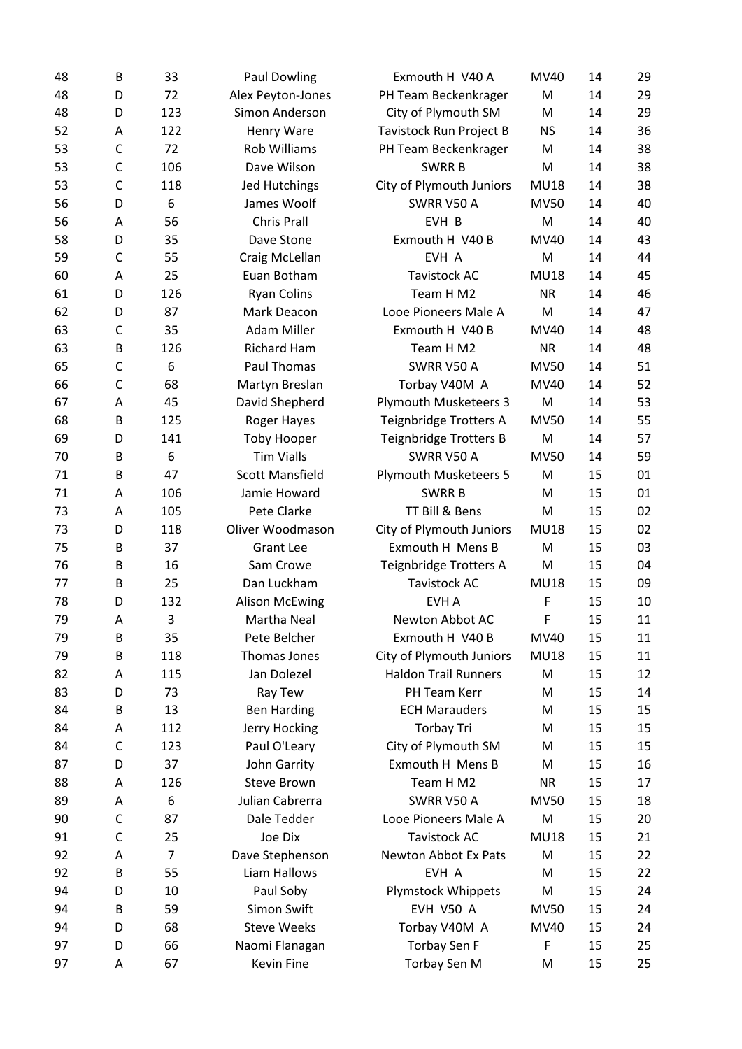| | | | | | | | |
|---|---|---|---|---|---|---|---|
| 48 | B | 33 | Paul Dowling | Exmouth H V40 A | MV40 | 14 | 29 |
| 48 | D | 72 | Alex Peyton-Jones | PH Team Beckenkrager | M | 14 | 29 |
| 48 | D | 123 | Simon Anderson | City of Plymouth SM | M | 14 | 29 |
| 52 | A | 122 | Henry Ware | Tavistock Run Project B | NS | 14 | 36 |
| 53 | C | 72 | Rob Williams | PH Team Beckenkrager | M | 14 | 38 |
| 53 | C | 106 | Dave Wilson | SWRR B | M | 14 | 38 |
| 53 | C | 118 | Jed Hutchings | City of Plymouth Juniors | MU18 | 14 | 38 |
| 56 | D | 6 | James Woolf | SWRR V50 A | MV50 | 14 | 40 |
| 56 | A | 56 | Chris Prall | EVH B | M | 14 | 40 |
| 58 | D | 35 | Dave Stone | Exmouth H V40 B | MV40 | 14 | 43 |
| 59 | C | 55 | Craig McLellan | EVH A | M | 14 | 44 |
| 60 | A | 25 | Euan Botham | Tavistock AC | MU18 | 14 | 45 |
| 61 | D | 126 | Ryan Colins | Team H M2 | NR | 14 | 46 |
| 62 | D | 87 | Mark Deacon | Looe Pioneers Male A | M | 14 | 47 |
| 63 | C | 35 | Adam Miller | Exmouth H V40 B | MV40 | 14 | 48 |
| 63 | B | 126 | Richard Ham | Team H M2 | NR | 14 | 48 |
| 65 | C | 6 | Paul Thomas | SWRR V50 A | MV50 | 14 | 51 |
| 66 | C | 68 | Martyn Breslan | Torbay V40M A | MV40 | 14 | 52 |
| 67 | A | 45 | David Shepherd | Plymouth Musketeers 3 | M | 14 | 53 |
| 68 | B | 125 | Roger Hayes | Teignbridge Trotters A | MV50 | 14 | 55 |
| 69 | D | 141 | Toby Hooper | Teignbridge Trotters B | M | 14 | 57 |
| 70 | B | 6 | Tim Vialls | SWRR V50 A | MV50 | 14 | 59 |
| 71 | B | 47 | Scott Mansfield | Plymouth Musketeers 5 | M | 15 | 01 |
| 71 | A | 106 | Jamie Howard | SWRR B | M | 15 | 01 |
| 73 | A | 105 | Pete Clarke | TT Bill & Bens | M | 15 | 02 |
| 73 | D | 118 | Oliver Woodmason | City of Plymouth Juniors | MU18 | 15 | 02 |
| 75 | B | 37 | Grant Lee | Exmouth H Mens B | M | 15 | 03 |
| 76 | B | 16 | Sam Crowe | Teignbridge Trotters A | M | 15 | 04 |
| 77 | B | 25 | Dan Luckham | Tavistock AC | MU18 | 15 | 09 |
| 78 | D | 132 | Alison McEwing | EVH A | F | 15 | 10 |
| 79 | A | 3 | Martha Neal | Newton Abbot AC | F | 15 | 11 |
| 79 | B | 35 | Pete Belcher | Exmouth H V40 B | MV40 | 15 | 11 |
| 79 | B | 118 | Thomas Jones | City of Plymouth Juniors | MU18 | 15 | 11 |
| 82 | A | 115 | Jan Dolezel | Haldon Trail Runners | M | 15 | 12 |
| 83 | D | 73 | Ray Tew | PH Team Kerr | M | 15 | 14 |
| 84 | B | 13 | Ben Harding | ECH Marauders | M | 15 | 15 |
| 84 | A | 112 | Jerry Hocking | Torbay Tri | M | 15 | 15 |
| 84 | C | 123 | Paul O'Leary | City of Plymouth SM | M | 15 | 15 |
| 87 | D | 37 | John Garrity | Exmouth H Mens B | M | 15 | 16 |
| 88 | A | 126 | Steve Brown | Team H M2 | NR | 15 | 17 |
| 89 | A | 6 | Julian Cabrerra | SWRR V50 A | MV50 | 15 | 18 |
| 90 | C | 87 | Dale Tedder | Looe Pioneers Male A | M | 15 | 20 |
| 91 | C | 25 | Joe Dix | Tavistock AC | MU18 | 15 | 21 |
| 92 | A | 7 | Dave Stephenson | Newton Abbot Ex Pats | M | 15 | 22 |
| 92 | B | 55 | Liam Hallows | EVH A | M | 15 | 22 |
| 94 | D | 10 | Paul Soby | Plymstock Whippets | M | 15 | 24 |
| 94 | B | 59 | Simon Swift | EVH V50 A | MV50 | 15 | 24 |
| 94 | D | 68 | Steve Weeks | Torbay V40M A | MV40 | 15 | 24 |
| 97 | D | 66 | Naomi Flanagan | Torbay Sen F | F | 15 | 25 |
| 97 | A | 67 | Kevin Fine | Torbay Sen M | M | 15 | 25 |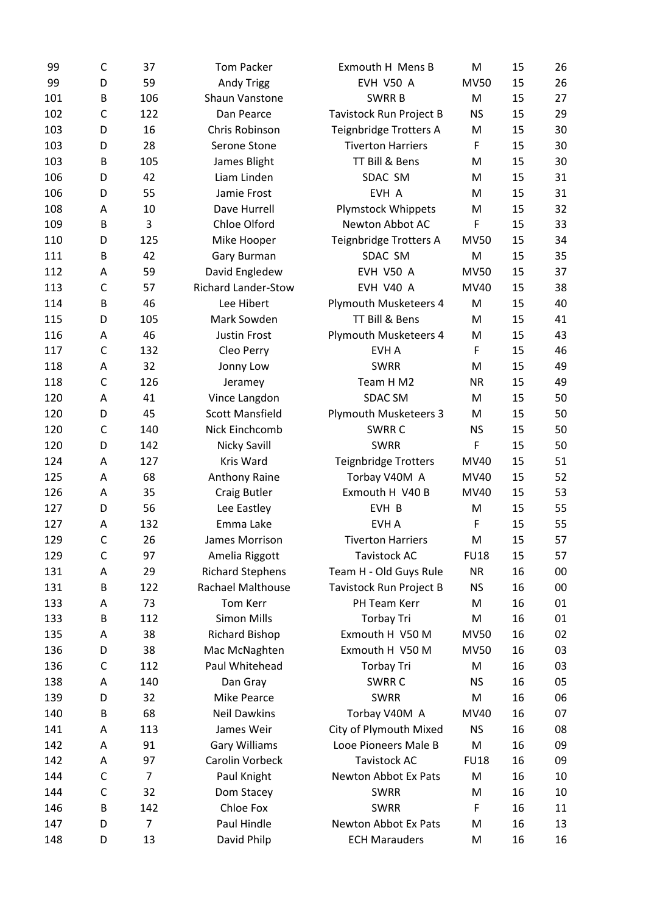| | | | | | | | |
|---|---|---|---|---|---|---|---|
| 99 | C | 37 | Tom Packer | Exmouth H Mens B | M | 15 | 26 |
| 99 | D | 59 | Andy Trigg | EVH V50 A | MV50 | 15 | 26 |
| 101 | B | 106 | Shaun Vanstone | SWRR B | M | 15 | 27 |
| 102 | C | 122 | Dan Pearce | Tavistock Run Project B | NS | 15 | 29 |
| 103 | D | 16 | Chris Robinson | Teignbridge Trotters A | M | 15 | 30 |
| 103 | D | 28 | Serone Stone | Tiverton Harriers | F | 15 | 30 |
| 103 | B | 105 | James Blight | TT Bill & Bens | M | 15 | 30 |
| 106 | D | 42 | Liam Linden | SDAC SM | M | 15 | 31 |
| 106 | D | 55 | Jamie Frost | EVH A | M | 15 | 31 |
| 108 | A | 10 | Dave Hurrell | Plymstock Whippets | M | 15 | 32 |
| 109 | B | 3 | Chloe Olford | Newton Abbot AC | F | 15 | 33 |
| 110 | D | 125 | Mike Hooper | Teignbridge Trotters A | MV50 | 15 | 34 |
| 111 | B | 42 | Gary Burman | SDAC SM | M | 15 | 35 |
| 112 | A | 59 | David Engledew | EVH V50 A | MV50 | 15 | 37 |
| 113 | C | 57 | Richard Lander-Stow | EVH V40 A | MV40 | 15 | 38 |
| 114 | B | 46 | Lee Hibert | Plymouth Musketeers 4 | M | 15 | 40 |
| 115 | D | 105 | Mark Sowden | TT Bill & Bens | M | 15 | 41 |
| 116 | A | 46 | Justin Frost | Plymouth Musketeers 4 | M | 15 | 43 |
| 117 | C | 132 | Cleo Perry | EVH A | F | 15 | 46 |
| 118 | A | 32 | Jonny Low | SWRR | M | 15 | 49 |
| 118 | C | 126 | Jeramey | Team H M2 | NR | 15 | 49 |
| 120 | A | 41 | Vince Langdon | SDAC SM | M | 15 | 50 |
| 120 | D | 45 | Scott Mansfield | Plymouth Musketeers 3 | M | 15 | 50 |
| 120 | C | 140 | Nick Einchcomb | SWRR C | NS | 15 | 50 |
| 120 | D | 142 | Nicky Savill | SWRR | F | 15 | 50 |
| 124 | A | 127 | Kris Ward | Teignbridge Trotters | MV40 | 15 | 51 |
| 125 | A | 68 | Anthony Raine | Torbay V40M A | MV40 | 15 | 52 |
| 126 | A | 35 | Craig Butler | Exmouth H V40 B | MV40 | 15 | 53 |
| 127 | D | 56 | Lee Eastley | EVH B | M | 15 | 55 |
| 127 | A | 132 | Emma Lake | EVH A | F | 15 | 55 |
| 129 | C | 26 | James Morrison | Tiverton Harriers | M | 15 | 57 |
| 129 | C | 97 | Amelia Riggott | Tavistock AC | FU18 | 15 | 57 |
| 131 | A | 29 | Richard Stephens | Team H - Old Guys Rule | NR | 16 | 00 |
| 131 | B | 122 | Rachael Malthouse | Tavistock Run Project B | NS | 16 | 00 |
| 133 | A | 73 | Tom Kerr | PH Team Kerr | M | 16 | 01 |
| 133 | B | 112 | Simon Mills | Torbay Tri | M | 16 | 01 |
| 135 | A | 38 | Richard Bishop | Exmouth H V50 M | MV50 | 16 | 02 |
| 136 | D | 38 | Mac McNaghten | Exmouth H V50 M | MV50 | 16 | 03 |
| 136 | C | 112 | Paul Whitehead | Torbay Tri | M | 16 | 03 |
| 138 | A | 140 | Dan Gray | SWRR C | NS | 16 | 05 |
| 139 | D | 32 | Mike Pearce | SWRR | M | 16 | 06 |
| 140 | B | 68 | Neil Dawkins | Torbay V40M A | MV40 | 16 | 07 |
| 141 | A | 113 | James Weir | City of Plymouth Mixed | NS | 16 | 08 |
| 142 | A | 91 | Gary Williams | Looe Pioneers Male B | M | 16 | 09 |
| 142 | A | 97 | Carolin Vorbeck | Tavistock AC | FU18 | 16 | 09 |
| 144 | C | 7 | Paul Knight | Newton Abbot Ex Pats | M | 16 | 10 |
| 144 | C | 32 | Dom Stacey | SWRR | M | 16 | 10 |
| 146 | B | 142 | Chloe Fox | SWRR | F | 16 | 11 |
| 147 | D | 7 | Paul Hindle | Newton Abbot Ex Pats | M | 16 | 13 |
| 148 | D | 13 | David Philp | ECH Marauders | M | 16 | 16 |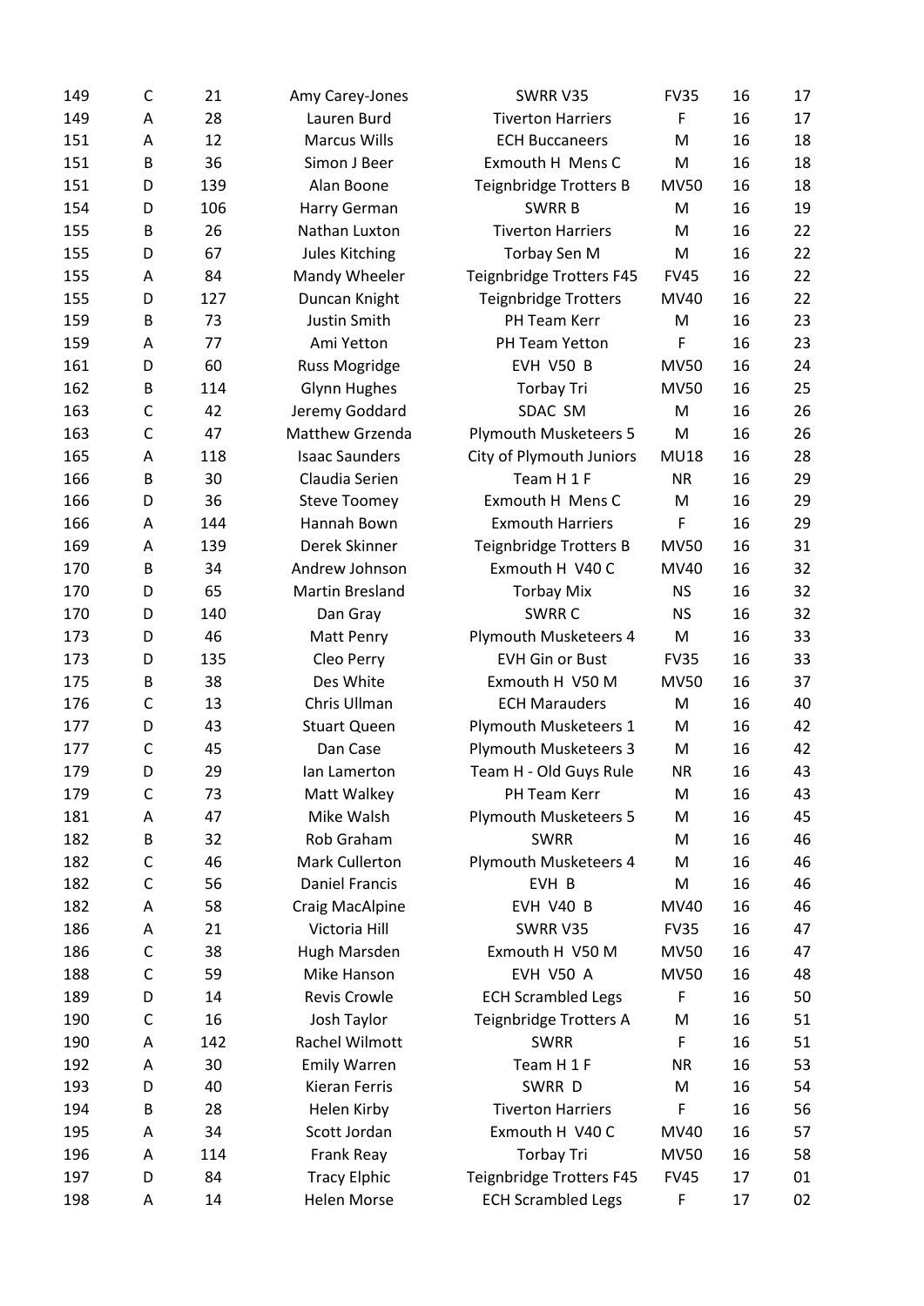| | | | | | | | |
|---|---|---|---|---|---|---|---|
| 149 | C | 21 | Amy Carey-Jones | SWRR V35 | FV35 | 16 | 17 |
| 149 | A | 28 | Lauren Burd | Tiverton Harriers | F | 16 | 17 |
| 151 | A | 12 | Marcus Wills | ECH Buccaneers | M | 16 | 18 |
| 151 | B | 36 | Simon J Beer | Exmouth H Mens C | M | 16 | 18 |
| 151 | D | 139 | Alan Boone | Teignbridge Trotters B | MV50 | 16 | 18 |
| 154 | D | 106 | Harry German | SWRR B | M | 16 | 19 |
| 155 | B | 26 | Nathan Luxton | Tiverton Harriers | M | 16 | 22 |
| 155 | D | 67 | Jules Kitching | Torbay Sen M | M | 16 | 22 |
| 155 | A | 84 | Mandy Wheeler | Teignbridge Trotters F45 | FV45 | 16 | 22 |
| 155 | D | 127 | Duncan Knight | Teignbridge Trotters | MV40 | 16 | 22 |
| 159 | B | 73 | Justin Smith | PH Team Kerr | M | 16 | 23 |
| 159 | A | 77 | Ami Yetton | PH Team Yetton | F | 16 | 23 |
| 161 | D | 60 | Russ Mogridge | EVH V50 B | MV50 | 16 | 24 |
| 162 | B | 114 | Glynn Hughes | Torbay Tri | MV50 | 16 | 25 |
| 163 | C | 42 | Jeremy Goddard | SDAC SM | M | 16 | 26 |
| 163 | C | 47 | Matthew Grzenda | Plymouth Musketeers 5 | M | 16 | 26 |
| 165 | A | 118 | Isaac Saunders | City of Plymouth Juniors | MU18 | 16 | 28 |
| 166 | B | 30 | Claudia Serien | Team H 1 F | NR | 16 | 29 |
| 166 | D | 36 | Steve Toomey | Exmouth H Mens C | M | 16 | 29 |
| 166 | A | 144 | Hannah Bown | Exmouth Harriers | F | 16 | 29 |
| 169 | A | 139 | Derek Skinner | Teignbridge Trotters B | MV50 | 16 | 31 |
| 170 | B | 34 | Andrew Johnson | Exmouth H V40 C | MV40 | 16 | 32 |
| 170 | D | 65 | Martin Bresland | Torbay Mix | NS | 16 | 32 |
| 170 | D | 140 | Dan Gray | SWRR C | NS | 16 | 32 |
| 173 | D | 46 | Matt Penry | Plymouth Musketeers 4 | M | 16 | 33 |
| 173 | D | 135 | Cleo Perry | EVH Gin or Bust | FV35 | 16 | 33 |
| 175 | B | 38 | Des White | Exmouth H V50 M | MV50 | 16 | 37 |
| 176 | C | 13 | Chris Ullman | ECH Marauders | M | 16 | 40 |
| 177 | D | 43 | Stuart Queen | Plymouth Musketeers 1 | M | 16 | 42 |
| 177 | C | 45 | Dan Case | Plymouth Musketeers 3 | M | 16 | 42 |
| 179 | D | 29 | Ian Lamerton | Team H - Old Guys Rule | NR | 16 | 43 |
| 179 | C | 73 | Matt Walkey | PH Team Kerr | M | 16 | 43 |
| 181 | A | 47 | Mike Walsh | Plymouth Musketeers 5 | M | 16 | 45 |
| 182 | B | 32 | Rob Graham | SWRR | M | 16 | 46 |
| 182 | C | 46 | Mark Cullerton | Plymouth Musketeers 4 | M | 16 | 46 |
| 182 | C | 56 | Daniel Francis | EVH B | M | 16 | 46 |
| 182 | A | 58 | Craig MacAlpine | EVH V40 B | MV40 | 16 | 46 |
| 186 | A | 21 | Victoria Hill | SWRR V35 | FV35 | 16 | 47 |
| 186 | C | 38 | Hugh Marsden | Exmouth H V50 M | MV50 | 16 | 47 |
| 188 | C | 59 | Mike Hanson | EVH V50 A | MV50 | 16 | 48 |
| 189 | D | 14 | Revis Crowle | ECH Scrambled Legs | F | 16 | 50 |
| 190 | C | 16 | Josh Taylor | Teignbridge Trotters A | M | 16 | 51 |
| 190 | A | 142 | Rachel Wilmott | SWRR | F | 16 | 51 |
| 192 | A | 30 | Emily Warren | Team H 1 F | NR | 16 | 53 |
| 193 | D | 40 | Kieran Ferris | SWRR D | M | 16 | 54 |
| 194 | B | 28 | Helen Kirby | Tiverton Harriers | F | 16 | 56 |
| 195 | A | 34 | Scott Jordan | Exmouth H V40 C | MV40 | 16 | 57 |
| 196 | A | 114 | Frank Reay | Torbay Tri | MV50 | 16 | 58 |
| 197 | D | 84 | Tracy Elphic | Teignbridge Trotters F45 | FV45 | 17 | 01 |
| 198 | A | 14 | Helen Morse | ECH Scrambled Legs | F | 17 | 02 |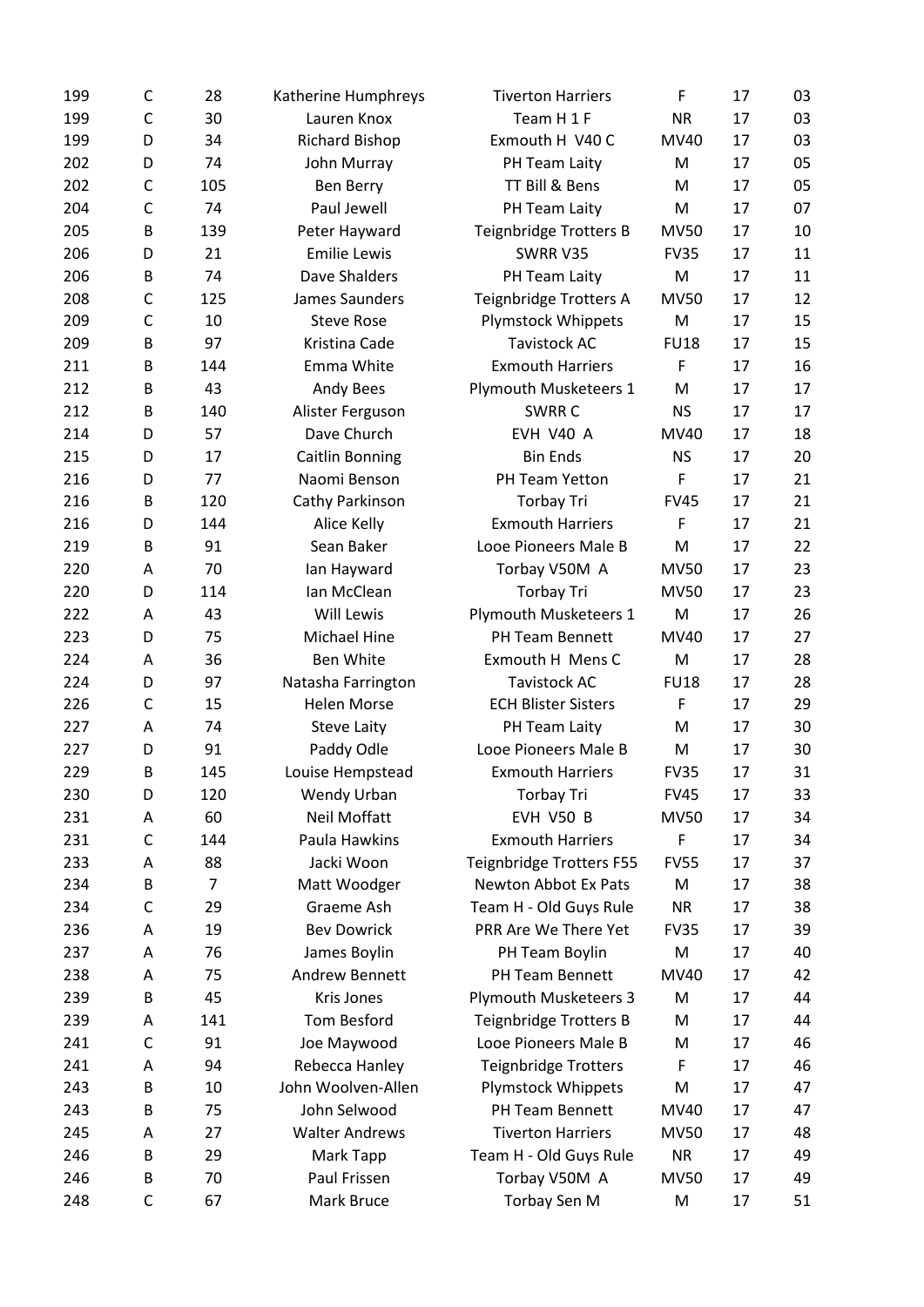| | | | | | | | |
|---|---|---|---|---|---|---|---|
| 199 | C | 28 | Katherine Humphreys | Tiverton Harriers | F | 17 | 03 |
| 199 | C | 30 | Lauren Knox | Team H 1 F | NR | 17 | 03 |
| 199 | D | 34 | Richard Bishop | Exmouth H V40 C | MV40 | 17 | 03 |
| 202 | D | 74 | John Murray | PH Team Laity | M | 17 | 05 |
| 202 | C | 105 | Ben Berry | TT Bill & Bens | M | 17 | 05 |
| 204 | C | 74 | Paul Jewell | PH Team Laity | M | 17 | 07 |
| 205 | B | 139 | Peter Hayward | Teignbridge Trotters B | MV50 | 17 | 10 |
| 206 | D | 21 | Emilie Lewis | SWRR V35 | FV35 | 17 | 11 |
| 206 | B | 74 | Dave Shalders | PH Team Laity | M | 17 | 11 |
| 208 | C | 125 | James Saunders | Teignbridge Trotters A | MV50 | 17 | 12 |
| 209 | C | 10 | Steve Rose | Plymstock Whippets | M | 17 | 15 |
| 209 | B | 97 | Kristina Cade | Tavistock AC | FU18 | 17 | 15 |
| 211 | B | 144 | Emma White | Exmouth Harriers | F | 17 | 16 |
| 212 | B | 43 | Andy Bees | Plymouth Musketeers 1 | M | 17 | 17 |
| 212 | B | 140 | Alister Ferguson | SWRR C | NS | 17 | 17 |
| 214 | D | 57 | Dave Church | EVH V40 A | MV40 | 17 | 18 |
| 215 | D | 17 | Caitlin Bonning | Bin Ends | NS | 17 | 20 |
| 216 | D | 77 | Naomi Benson | PH Team Yetton | F | 17 | 21 |
| 216 | B | 120 | Cathy Parkinson | Torbay Tri | FV45 | 17 | 21 |
| 216 | D | 144 | Alice Kelly | Exmouth Harriers | F | 17 | 21 |
| 219 | B | 91 | Sean Baker | Looe Pioneers Male B | M | 17 | 22 |
| 220 | A | 70 | Ian Hayward | Torbay V50M A | MV50 | 17 | 23 |
| 220 | D | 114 | Ian McClean | Torbay Tri | MV50 | 17 | 23 |
| 222 | A | 43 | Will Lewis | Plymouth Musketeers 1 | M | 17 | 26 |
| 223 | D | 75 | Michael Hine | PH Team Bennett | MV40 | 17 | 27 |
| 224 | A | 36 | Ben White | Exmouth H Mens C | M | 17 | 28 |
| 224 | D | 97 | Natasha Farrington | Tavistock AC | FU18 | 17 | 28 |
| 226 | C | 15 | Helen Morse | ECH Blister Sisters | F | 17 | 29 |
| 227 | A | 74 | Steve Laity | PH Team Laity | M | 17 | 30 |
| 227 | D | 91 | Paddy Odle | Looe Pioneers Male B | M | 17 | 30 |
| 229 | B | 145 | Louise Hempstead | Exmouth Harriers | FV35 | 17 | 31 |
| 230 | D | 120 | Wendy Urban | Torbay Tri | FV45 | 17 | 33 |
| 231 | A | 60 | Neil Moffatt | EVH V50 B | MV50 | 17 | 34 |
| 231 | C | 144 | Paula Hawkins | Exmouth Harriers | F | 17 | 34 |
| 233 | A | 88 | Jacki Woon | Teignbridge Trotters F55 | FV55 | 17 | 37 |
| 234 | B | 7 | Matt Woodger | Newton Abbot Ex Pats | M | 17 | 38 |
| 234 | C | 29 | Graeme Ash | Team H - Old Guys Rule | NR | 17 | 38 |
| 236 | A | 19 | Bev Dowrick | PRR Are We There Yet | FV35 | 17 | 39 |
| 237 | A | 76 | James Boylin | PH Team Boylin | M | 17 | 40 |
| 238 | A | 75 | Andrew Bennett | PH Team Bennett | MV40 | 17 | 42 |
| 239 | B | 45 | Kris Jones | Plymouth Musketeers 3 | M | 17 | 44 |
| 239 | A | 141 | Tom Besford | Teignbridge Trotters B | M | 17 | 44 |
| 241 | C | 91 | Joe Maywood | Looe Pioneers Male B | M | 17 | 46 |
| 241 | A | 94 | Rebecca Hanley | Teignbridge Trotters | F | 17 | 46 |
| 243 | B | 10 | John Woolven-Allen | Plymstock Whippets | M | 17 | 47 |
| 243 | B | 75 | John Selwood | PH Team Bennett | MV40 | 17 | 47 |
| 245 | A | 27 | Walter Andrews | Tiverton Harriers | MV50 | 17 | 48 |
| 246 | B | 29 | Mark Tapp | Team H - Old Guys Rule | NR | 17 | 49 |
| 246 | B | 70 | Paul Frissen | Torbay V50M A | MV50 | 17 | 49 |
| 248 | C | 67 | Mark Bruce | Torbay Sen M | M | 17 | 51 |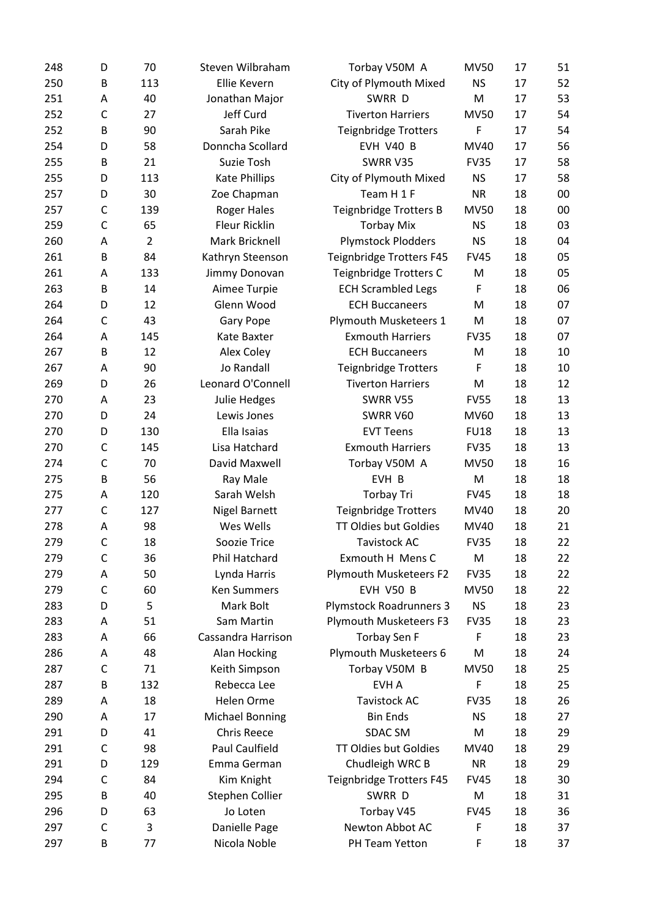| | | | | | | | |
|---|---|---|---|---|---|---|---|
| 248 | D | 70 | Steven Wilbraham | Torbay V50M A | MV50 | 17 | 51 |
| 250 | B | 113 | Ellie Kevern | City of Plymouth Mixed | NS | 17 | 52 |
| 251 | A | 40 | Jonathan Major | SWRR D | M | 17 | 53 |
| 252 | C | 27 | Jeff Curd | Tiverton Harriers | MV50 | 17 | 54 |
| 252 | B | 90 | Sarah Pike | Teignbridge Trotters | F | 17 | 54 |
| 254 | D | 58 | Donncha Scollard | EVH V40 B | MV40 | 17 | 56 |
| 255 | B | 21 | Suzie Tosh | SWRR V35 | FV35 | 17 | 58 |
| 255 | D | 113 | Kate Phillips | City of Plymouth Mixed | NS | 17 | 58 |
| 257 | D | 30 | Zoe Chapman | Team H 1 F | NR | 18 | 00 |
| 257 | C | 139 | Roger Hales | Teignbridge Trotters B | MV50 | 18 | 00 |
| 259 | C | 65 | Fleur Ricklin | Torbay Mix | NS | 18 | 03 |
| 260 | A | 2 | Mark Bricknell | Plymstock Plodders | NS | 18 | 04 |
| 261 | B | 84 | Kathryn Steenson | Teignbridge Trotters F45 | FV45 | 18 | 05 |
| 261 | A | 133 | Jimmy Donovan | Teignbridge Trotters C | M | 18 | 05 |
| 263 | B | 14 | Aimee Turpie | ECH Scrambled Legs | F | 18 | 06 |
| 264 | D | 12 | Glenn Wood | ECH Buccaneers | M | 18 | 07 |
| 264 | C | 43 | Gary Pope | Plymouth Musketeers 1 | M | 18 | 07 |
| 264 | A | 145 | Kate Baxter | Exmouth Harriers | FV35 | 18 | 07 |
| 267 | B | 12 | Alex Coley | ECH Buccaneers | M | 18 | 10 |
| 267 | A | 90 | Jo Randall | Teignbridge Trotters | F | 18 | 10 |
| 269 | D | 26 | Leonard O'Connell | Tiverton Harriers | M | 18 | 12 |
| 270 | A | 23 | Julie Hedges | SWRR V55 | FV55 | 18 | 13 |
| 270 | D | 24 | Lewis Jones | SWRR V60 | MV60 | 18 | 13 |
| 270 | D | 130 | Ella Isaias | EVT Teens | FU18 | 18 | 13 |
| 270 | C | 145 | Lisa Hatchard | Exmouth Harriers | FV35 | 18 | 13 |
| 274 | C | 70 | David Maxwell | Torbay V50M A | MV50 | 18 | 16 |
| 275 | B | 56 | Ray Male | EVH B | M | 18 | 18 |
| 275 | A | 120 | Sarah Welsh | Torbay Tri | FV45 | 18 | 18 |
| 277 | C | 127 | Nigel Barnett | Teignbridge Trotters | MV40 | 18 | 20 |
| 278 | A | 98 | Wes Wells | TT Oldies but Goldies | MV40 | 18 | 21 |
| 279 | C | 18 | Soozie Trice | Tavistock AC | FV35 | 18 | 22 |
| 279 | C | 36 | Phil Hatchard | Exmouth H Mens C | M | 18 | 22 |
| 279 | A | 50 | Lynda Harris | Plymouth Musketeers F2 | FV35 | 18 | 22 |
| 279 | C | 60 | Ken Summers | EVH V50 B | MV50 | 18 | 22 |
| 283 | D | 5 | Mark Bolt | Plymstock Roadrunners 3 | NS | 18 | 23 |
| 283 | A | 51 | Sam Martin | Plymouth Musketeers F3 | FV35 | 18 | 23 |
| 283 | A | 66 | Cassandra Harrison | Torbay Sen F | F | 18 | 23 |
| 286 | A | 48 | Alan Hocking | Plymouth Musketeers 6 | M | 18 | 24 |
| 287 | C | 71 | Keith Simpson | Torbay V50M B | MV50 | 18 | 25 |
| 287 | B | 132 | Rebecca Lee | EVH A | F | 18 | 25 |
| 289 | A | 18 | Helen Orme | Tavistock AC | FV35 | 18 | 26 |
| 290 | A | 17 | Michael Bonning | Bin Ends | NS | 18 | 27 |
| 291 | D | 41 | Chris Reece | SDAC SM | M | 18 | 29 |
| 291 | C | 98 | Paul Caulfield | TT Oldies but Goldies | MV40 | 18 | 29 |
| 291 | D | 129 | Emma German | Chudleigh WRC B | NR | 18 | 29 |
| 294 | C | 84 | Kim Knight | Teignbridge Trotters F45 | FV45 | 18 | 30 |
| 295 | B | 40 | Stephen Collier | SWRR D | M | 18 | 31 |
| 296 | D | 63 | Jo Loten | Torbay V45 | FV45 | 18 | 36 |
| 297 | C | 3 | Danielle Page | Newton Abbot AC | F | 18 | 37 |
| 297 | B | 77 | Nicola Noble | PH Team Yetton | F | 18 | 37 |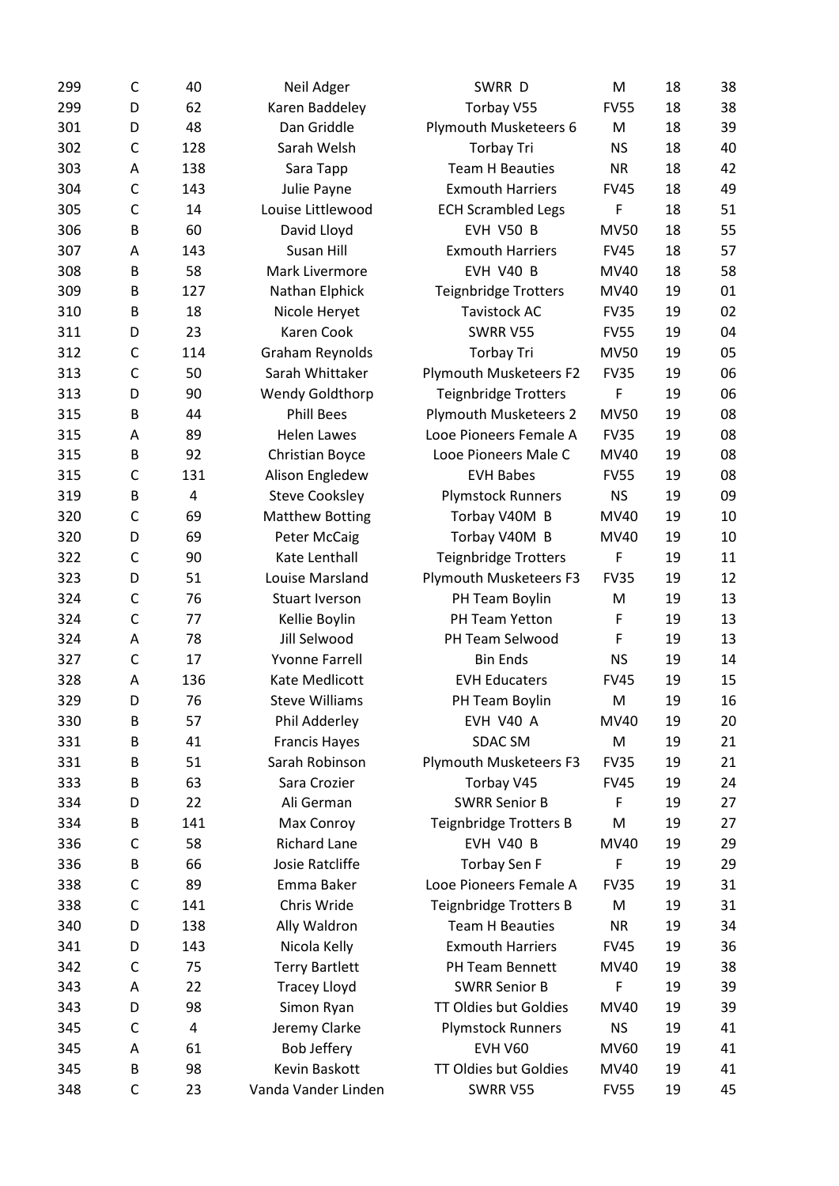| | | | | | | | |
|---|---|---|---|---|---|---|---|
| 299 | C | 40 | Neil Adger | SWRR D | M | 18 | 38 |
| 299 | D | 62 | Karen Baddeley | Torbay V55 | FV55 | 18 | 38 |
| 301 | D | 48 | Dan Griddle | Plymouth Musketeers 6 | M | 18 | 39 |
| 302 | C | 128 | Sarah Welsh | Torbay Tri | NS | 18 | 40 |
| 303 | A | 138 | Sara Tapp | Team H Beauties | NR | 18 | 42 |
| 304 | C | 143 | Julie Payne | Exmouth Harriers | FV45 | 18 | 49 |
| 305 | C | 14 | Louise Littlewood | ECH Scrambled Legs | F | 18 | 51 |
| 306 | B | 60 | David Lloyd | EVH V50 B | MV50 | 18 | 55 |
| 307 | A | 143 | Susan Hill | Exmouth Harriers | FV45 | 18 | 57 |
| 308 | B | 58 | Mark Livermore | EVH V40 B | MV40 | 18 | 58 |
| 309 | B | 127 | Nathan Elphick | Teignbridge Trotters | MV40 | 19 | 01 |
| 310 | B | 18 | Nicole Heryet | Tavistock AC | FV35 | 19 | 02 |
| 311 | D | 23 | Karen Cook | SWRR V55 | FV55 | 19 | 04 |
| 312 | C | 114 | Graham Reynolds | Torbay Tri | MV50 | 19 | 05 |
| 313 | C | 50 | Sarah Whittaker | Plymouth Musketeers F2 | FV35 | 19 | 06 |
| 313 | D | 90 | Wendy Goldthorp | Teignbridge Trotters | F | 19 | 06 |
| 315 | B | 44 | Phill Bees | Plymouth Musketeers 2 | MV50 | 19 | 08 |
| 315 | A | 89 | Helen Lawes | Looe Pioneers Female A | FV35 | 19 | 08 |
| 315 | B | 92 | Christian Boyce | Looe Pioneers Male C | MV40 | 19 | 08 |
| 315 | C | 131 | Alison Engledew | EVH Babes | FV55 | 19 | 08 |
| 319 | B | 4 | Steve Cooksley | Plymstock Runners | NS | 19 | 09 |
| 320 | C | 69 | Matthew Botting | Torbay V40M B | MV40 | 19 | 10 |
| 320 | D | 69 | Peter McCaig | Torbay V40M B | MV40 | 19 | 10 |
| 322 | C | 90 | Kate Lenthall | Teignbridge Trotters | F | 19 | 11 |
| 323 | D | 51 | Louise Marsland | Plymouth Musketeers F3 | FV35 | 19 | 12 |
| 324 | C | 76 | Stuart Iverson | PH Team Boylin | M | 19 | 13 |
| 324 | C | 77 | Kellie Boylin | PH Team Yetton | F | 19 | 13 |
| 324 | A | 78 | Jill Selwood | PH Team Selwood | F | 19 | 13 |
| 327 | C | 17 | Yvonne Farrell | Bin Ends | NS | 19 | 14 |
| 328 | A | 136 | Kate Medlicott | EVH Educaters | FV45 | 19 | 15 |
| 329 | D | 76 | Steve Williams | PH Team Boylin | M | 19 | 16 |
| 330 | B | 57 | Phil Adderley | EVH V40 A | MV40 | 19 | 20 |
| 331 | B | 41 | Francis Hayes | SDAC SM | M | 19 | 21 |
| 331 | B | 51 | Sarah Robinson | Plymouth Musketeers F3 | FV35 | 19 | 21 |
| 333 | B | 63 | Sara Crozier | Torbay V45 | FV45 | 19 | 24 |
| 334 | D | 22 | Ali German | SWRR Senior B | F | 19 | 27 |
| 334 | B | 141 | Max Conroy | Teignbridge Trotters B | M | 19 | 27 |
| 336 | C | 58 | Richard Lane | EVH V40 B | MV40 | 19 | 29 |
| 336 | B | 66 | Josie Ratcliffe | Torbay Sen F | F | 19 | 29 |
| 338 | C | 89 | Emma Baker | Looe Pioneers Female A | FV35 | 19 | 31 |
| 338 | C | 141 | Chris Wride | Teignbridge Trotters B | M | 19 | 31 |
| 340 | D | 138 | Ally Waldron | Team H Beauties | NR | 19 | 34 |
| 341 | D | 143 | Nicola Kelly | Exmouth Harriers | FV45 | 19 | 36 |
| 342 | C | 75 | Terry Bartlett | PH Team Bennett | MV40 | 19 | 38 |
| 343 | A | 22 | Tracey Lloyd | SWRR Senior B | F | 19 | 39 |
| 343 | D | 98 | Simon Ryan | TT Oldies but Goldies | MV40 | 19 | 39 |
| 345 | C | 4 | Jeremy Clarke | Plymstock Runners | NS | 19 | 41 |
| 345 | A | 61 | Bob Jeffery | EVH V60 | MV60 | 19 | 41 |
| 345 | B | 98 | Kevin Baskott | TT Oldies but Goldies | MV40 | 19 | 41 |
| 348 | C | 23 | Vanda Vander Linden | SWRR V55 | FV55 | 19 | 45 |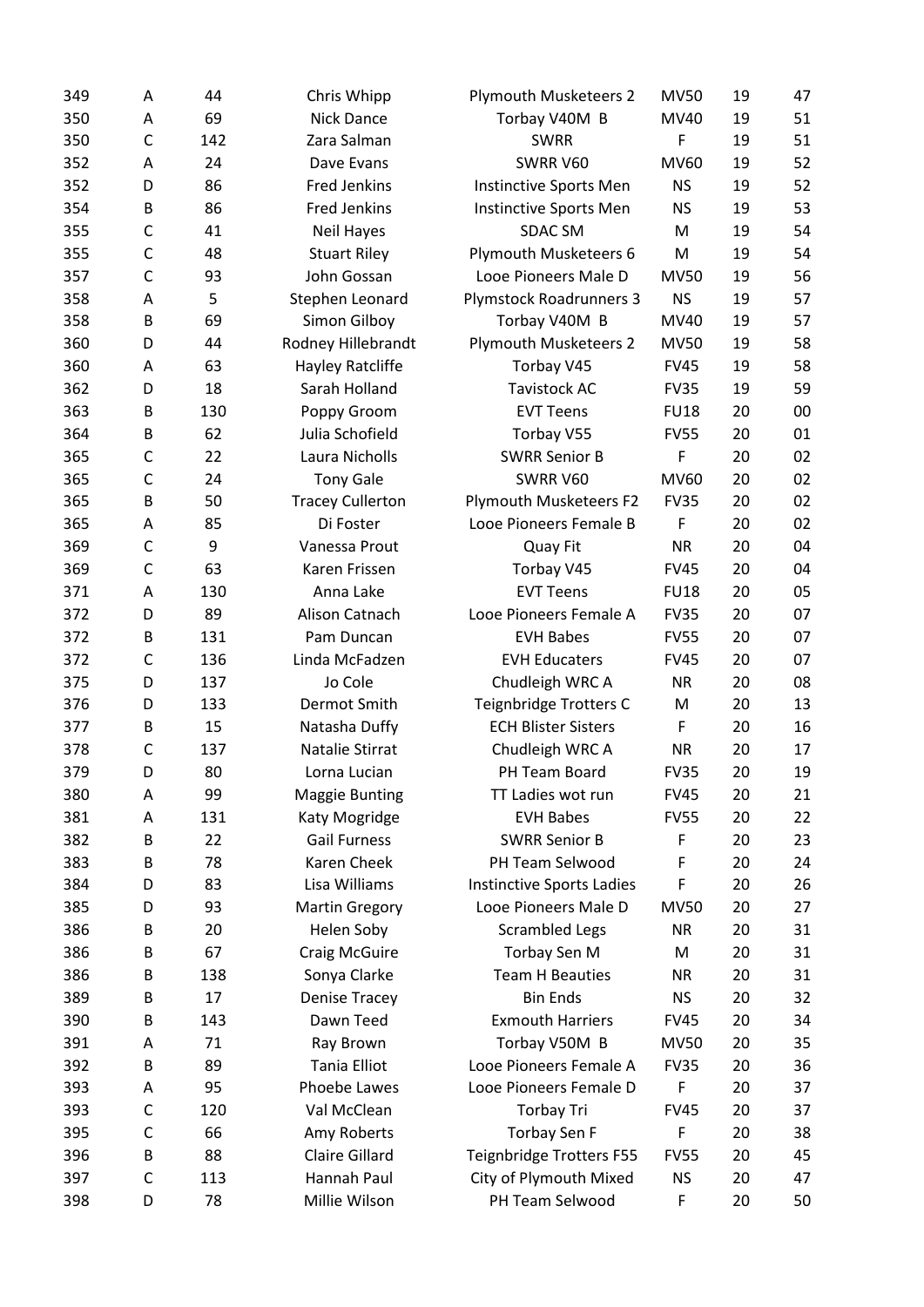| | | | | | | | |
|---|---|---|---|---|---|---|---|
| 349 | A | 44 | Chris Whipp | Plymouth Musketeers 2 | MV50 | 19 | 47 |
| 350 | A | 69 | Nick Dance | Torbay V40M B | MV40 | 19 | 51 |
| 350 | C | 142 | Zara Salman | SWRR | F | 19 | 51 |
| 352 | A | 24 | Dave Evans | SWRR V60 | MV60 | 19 | 52 |
| 352 | D | 86 | Fred Jenkins | Instinctive Sports Men | NS | 19 | 52 |
| 354 | B | 86 | Fred Jenkins | Instinctive Sports Men | NS | 19 | 53 |
| 355 | C | 41 | Neil Hayes | SDAC SM | M | 19 | 54 |
| 355 | C | 48 | Stuart Riley | Plymouth Musketeers 6 | M | 19 | 54 |
| 357 | C | 93 | John Gossan | Looe Pioneers Male D | MV50 | 19 | 56 |
| 358 | A | 5 | Stephen Leonard | Plymstock Roadrunners 3 | NS | 19 | 57 |
| 358 | B | 69 | Simon Gilboy | Torbay V40M B | MV40 | 19 | 57 |
| 360 | D | 44 | Rodney Hillebrandt | Plymouth Musketeers 2 | MV50 | 19 | 58 |
| 360 | A | 63 | Hayley Ratcliffe | Torbay V45 | FV45 | 19 | 58 |
| 362 | D | 18 | Sarah Holland | Tavistock AC | FV35 | 19 | 59 |
| 363 | B | 130 | Poppy Groom | EVT Teens | FU18 | 20 | 00 |
| 364 | B | 62 | Julia Schofield | Torbay V55 | FV55 | 20 | 01 |
| 365 | C | 22 | Laura Nicholls | SWRR Senior B | F | 20 | 02 |
| 365 | C | 24 | Tony Gale | SWRR V60 | MV60 | 20 | 02 |
| 365 | B | 50 | Tracey Cullerton | Plymouth Musketeers F2 | FV35 | 20 | 02 |
| 365 | A | 85 | Di Foster | Looe Pioneers Female B | F | 20 | 02 |
| 369 | C | 9 | Vanessa Prout | Quay Fit | NR | 20 | 04 |
| 369 | C | 63 | Karen Frissen | Torbay V45 | FV45 | 20 | 04 |
| 371 | A | 130 | Anna Lake | EVT Teens | FU18 | 20 | 05 |
| 372 | D | 89 | Alison Catnach | Looe Pioneers Female A | FV35 | 20 | 07 |
| 372 | B | 131 | Pam Duncan | EVH Babes | FV55 | 20 | 07 |
| 372 | C | 136 | Linda McFadzen | EVH Educaters | FV45 | 20 | 07 |
| 375 | D | 137 | Jo Cole | Chudleigh WRC A | NR | 20 | 08 |
| 376 | D | 133 | Dermot Smith | Teignbridge Trotters C | M | 20 | 13 |
| 377 | B | 15 | Natasha Duffy | ECH Blister Sisters | F | 20 | 16 |
| 378 | C | 137 | Natalie Stirrat | Chudleigh WRC A | NR | 20 | 17 |
| 379 | D | 80 | Lorna Lucian | PH Team Board | FV35 | 20 | 19 |
| 380 | A | 99 | Maggie Bunting | TT Ladies wot run | FV45 | 20 | 21 |
| 381 | A | 131 | Katy Mogridge | EVH Babes | FV55 | 20 | 22 |
| 382 | B | 22 | Gail Furness | SWRR Senior B | F | 20 | 23 |
| 383 | B | 78 | Karen Cheek | PH Team Selwood | F | 20 | 24 |
| 384 | D | 83 | Lisa Williams | Instinctive Sports Ladies | F | 20 | 26 |
| 385 | D | 93 | Martin Gregory | Looe Pioneers Male D | MV50 | 20 | 27 |
| 386 | B | 20 | Helen Soby | Scrambled Legs | NR | 20 | 31 |
| 386 | B | 67 | Craig McGuire | Torbay Sen M | M | 20 | 31 |
| 386 | B | 138 | Sonya Clarke | Team H Beauties | NR | 20 | 31 |
| 389 | B | 17 | Denise Tracey | Bin Ends | NS | 20 | 32 |
| 390 | B | 143 | Dawn Teed | Exmouth Harriers | FV45 | 20 | 34 |
| 391 | A | 71 | Ray Brown | Torbay V50M B | MV50 | 20 | 35 |
| 392 | B | 89 | Tania Elliot | Looe Pioneers Female A | FV35 | 20 | 36 |
| 393 | A | 95 | Phoebe Lawes | Looe Pioneers Female D | F | 20 | 37 |
| 393 | C | 120 | Val McClean | Torbay Tri | FV45 | 20 | 37 |
| 395 | C | 66 | Amy Roberts | Torbay Sen F | F | 20 | 38 |
| 396 | B | 88 | Claire Gillard | Teignbridge Trotters F55 | FV55 | 20 | 45 |
| 397 | C | 113 | Hannah Paul | City of Plymouth Mixed | NS | 20 | 47 |
| 398 | D | 78 | Millie Wilson | PH Team Selwood | F | 20 | 50 |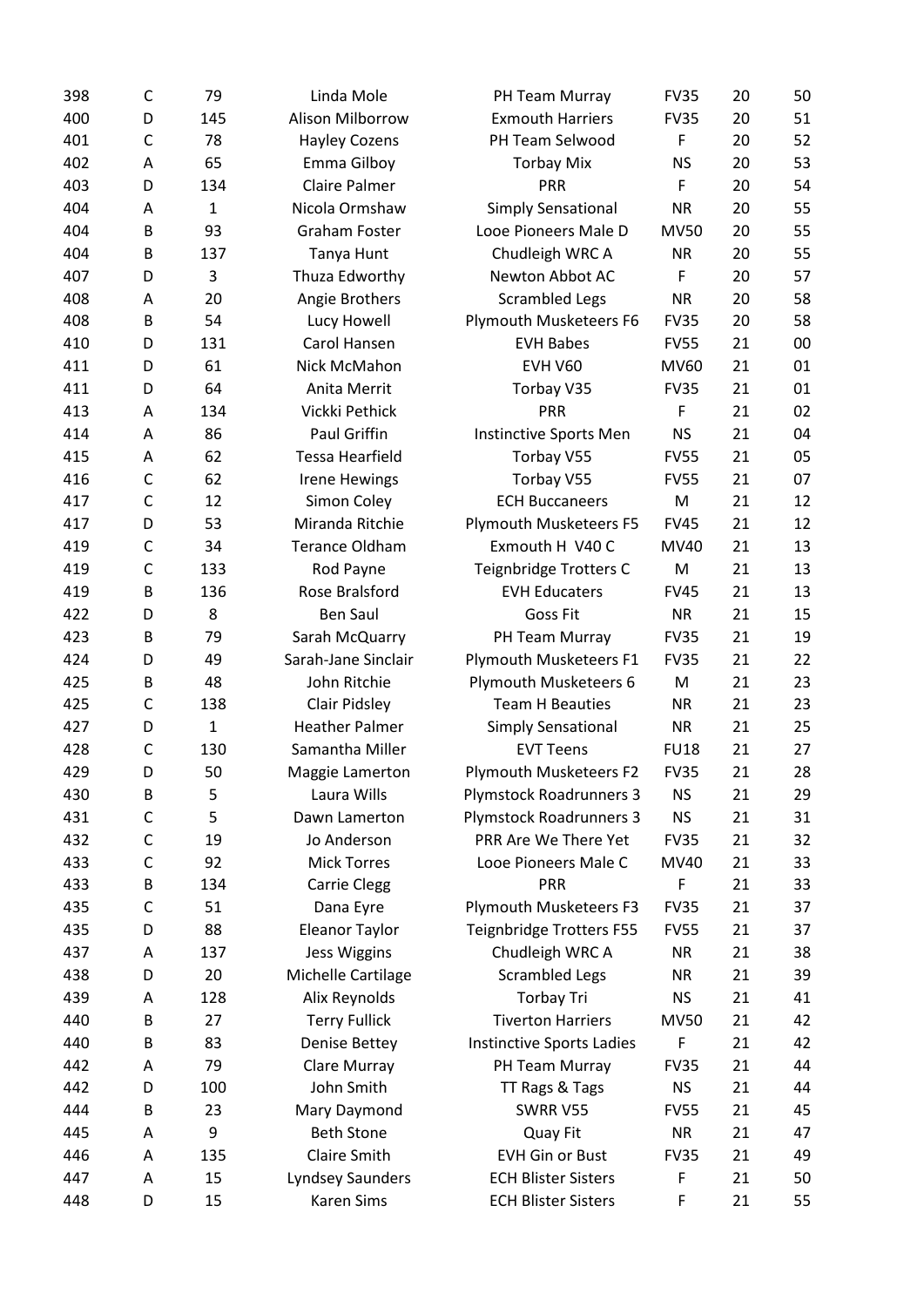| | | | | | | | |
|---|---|---|---|---|---|---|---|
| 398 | C | 79 | Linda Mole | PH Team Murray | FV35 | 20 | 50 |
| 400 | D | 145 | Alison Milborrow | Exmouth Harriers | FV35 | 20 | 51 |
| 401 | C | 78 | Hayley Cozens | PH Team Selwood | F | 20 | 52 |
| 402 | A | 65 | Emma Gilboy | Torbay Mix | NS | 20 | 53 |
| 403 | D | 134 | Claire Palmer | PRR | F | 20 | 54 |
| 404 | A | 1 | Nicola Ormshaw | Simply Sensational | NR | 20 | 55 |
| 404 | B | 93 | Graham Foster | Looe Pioneers Male D | MV50 | 20 | 55 |
| 404 | B | 137 | Tanya Hunt | Chudleigh WRC A | NR | 20 | 55 |
| 407 | D | 3 | Thuza Edworthy | Newton Abbot AC | F | 20 | 57 |
| 408 | A | 20 | Angie Brothers | Scrambled Legs | NR | 20 | 58 |
| 408 | B | 54 | Lucy Howell | Plymouth Musketeers F6 | FV35 | 20 | 58 |
| 410 | D | 131 | Carol Hansen | EVH Babes | FV55 | 21 | 00 |
| 411 | D | 61 | Nick McMahon | EVH V60 | MV60 | 21 | 01 |
| 411 | D | 64 | Anita Merrit | Torbay V35 | FV35 | 21 | 01 |
| 413 | A | 134 | Vickki Pethick | PRR | F | 21 | 02 |
| 414 | A | 86 | Paul Griffin | Instinctive Sports Men | NS | 21 | 04 |
| 415 | A | 62 | Tessa Hearfield | Torbay V55 | FV55 | 21 | 05 |
| 416 | C | 62 | Irene Hewings | Torbay V55 | FV55 | 21 | 07 |
| 417 | C | 12 | Simon Coley | ECH Buccaneers | M | 21 | 12 |
| 417 | D | 53 | Miranda Ritchie | Plymouth Musketeers F5 | FV45 | 21 | 12 |
| 419 | C | 34 | Terance Oldham | Exmouth H V40 C | MV40 | 21 | 13 |
| 419 | C | 133 | Rod Payne | Teignbridge Trotters C | M | 21 | 13 |
| 419 | B | 136 | Rose Bralsford | EVH Educaters | FV45 | 21 | 13 |
| 422 | D | 8 | Ben Saul | Goss Fit | NR | 21 | 15 |
| 423 | B | 79 | Sarah McQuarry | PH Team Murray | FV35 | 21 | 19 |
| 424 | D | 49 | Sarah-Jane Sinclair | Plymouth Musketeers F1 | FV35 | 21 | 22 |
| 425 | B | 48 | John Ritchie | Plymouth Musketeers 6 | M | 21 | 23 |
| 425 | C | 138 | Clair Pidsley | Team H Beauties | NR | 21 | 23 |
| 427 | D | 1 | Heather Palmer | Simply Sensational | NR | 21 | 25 |
| 428 | C | 130 | Samantha Miller | EVT Teens | FU18 | 21 | 27 |
| 429 | D | 50 | Maggie Lamerton | Plymouth Musketeers F2 | FV35 | 21 | 28 |
| 430 | B | 5 | Laura Wills | Plymstock Roadrunners 3 | NS | 21 | 29 |
| 431 | C | 5 | Dawn Lamerton | Plymstock Roadrunners 3 | NS | 21 | 31 |
| 432 | C | 19 | Jo Anderson | PRR Are We There Yet | FV35 | 21 | 32 |
| 433 | C | 92 | Mick Torres | Looe Pioneers Male C | MV40 | 21 | 33 |
| 433 | B | 134 | Carrie Clegg | PRR | F | 21 | 33 |
| 435 | C | 51 | Dana Eyre | Plymouth Musketeers F3 | FV35 | 21 | 37 |
| 435 | D | 88 | Eleanor Taylor | Teignbridge Trotters F55 | FV55 | 21 | 37 |
| 437 | A | 137 | Jess Wiggins | Chudleigh WRC A | NR | 21 | 38 |
| 438 | D | 20 | Michelle Cartilage | Scrambled Legs | NR | 21 | 39 |
| 439 | A | 128 | Alix Reynolds | Torbay Tri | NS | 21 | 41 |
| 440 | B | 27 | Terry Fullick | Tiverton Harriers | MV50 | 21 | 42 |
| 440 | B | 83 | Denise Bettey | Instinctive Sports Ladies | F | 21 | 42 |
| 442 | A | 79 | Clare Murray | PH Team Murray | FV35 | 21 | 44 |
| 442 | D | 100 | John Smith | TT Rags & Tags | NS | 21 | 44 |
| 444 | B | 23 | Mary Daymond | SWRR V55 | FV55 | 21 | 45 |
| 445 | A | 9 | Beth Stone | Quay Fit | NR | 21 | 47 |
| 446 | A | 135 | Claire Smith | EVH Gin or Bust | FV35 | 21 | 49 |
| 447 | A | 15 | Lyndsey Saunders | ECH Blister Sisters | F | 21 | 50 |
| 448 | D | 15 | Karen Sims | ECH Blister Sisters | F | 21 | 55 |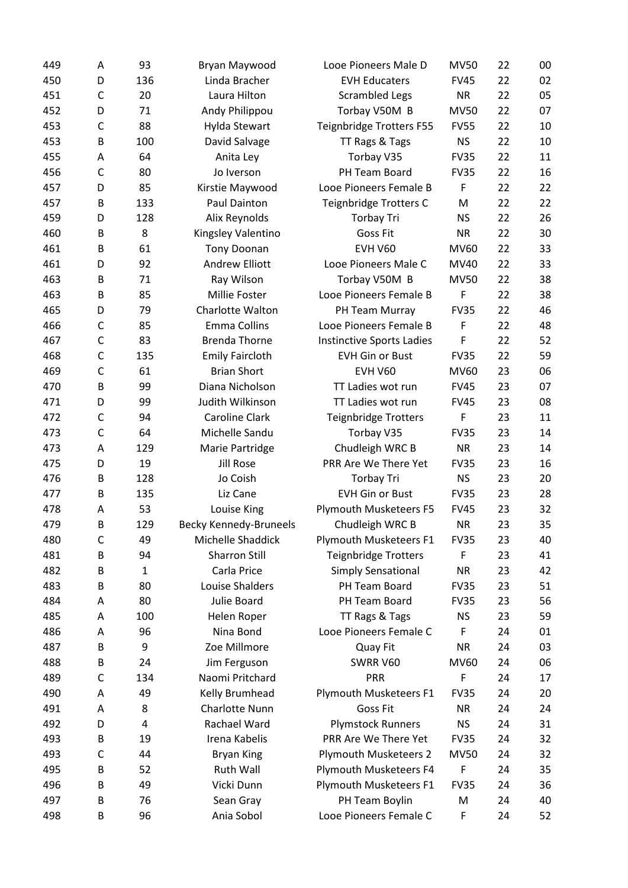| 449 | A | 93 | Bryan Maywood | Looe Pioneers Male D | MV50 | 22 | 00 |
|---|---|---|---|---|---|---|---|
| 450 | D | 136 | Linda Bracher | EVH Educaters | FV45 | 22 | 02 |
| 451 | C | 20 | Laura Hilton | Scrambled Legs | NR | 22 | 05 |
| 452 | D | 71 | Andy Philippou | Torbay V50M B | MV50 | 22 | 07 |
| 453 | C | 88 | Hylda Stewart | Teignbridge Trotters F55 | FV55 | 22 | 10 |
| 453 | B | 100 | David Salvage | TT Rags & Tags | NS | 22 | 10 |
| 455 | A | 64 | Anita Ley | Torbay V35 | FV35 | 22 | 11 |
| 456 | C | 80 | Jo Iverson | PH Team Board | FV35 | 22 | 16 |
| 457 | D | 85 | Kirstie Maywood | Looe Pioneers Female B | F | 22 | 22 |
| 457 | B | 133 | Paul Dainton | Teignbridge Trotters C | M | 22 | 22 |
| 459 | D | 128 | Alix Reynolds | Torbay Tri | NS | 22 | 26 |
| 460 | B | 8 | Kingsley Valentino | Goss Fit | NR | 22 | 30 |
| 461 | B | 61 | Tony Doonan | EVH V60 | MV60 | 22 | 33 |
| 461 | D | 92 | Andrew Elliott | Looe Pioneers Male C | MV40 | 22 | 33 |
| 463 | B | 71 | Ray Wilson | Torbay V50M B | MV50 | 22 | 38 |
| 463 | B | 85 | Millie Foster | Looe Pioneers Female B | F | 22 | 38 |
| 465 | D | 79 | Charlotte Walton | PH Team Murray | FV35 | 22 | 46 |
| 466 | C | 85 | Emma Collins | Looe Pioneers Female B | F | 22 | 48 |
| 467 | C | 83 | Brenda Thorne | Instinctive Sports Ladies | F | 22 | 52 |
| 468 | C | 135 | Emily Faircloth | EVH Gin or Bust | FV35 | 22 | 59 |
| 469 | C | 61 | Brian Short | EVH V60 | MV60 | 23 | 06 |
| 470 | B | 99 | Diana Nicholson | TT Ladies wot run | FV45 | 23 | 07 |
| 471 | D | 99 | Judith Wilkinson | TT Ladies wot run | FV45 | 23 | 08 |
| 472 | C | 94 | Caroline Clark | Teignbridge Trotters | F | 23 | 11 |
| 473 | C | 64 | Michelle Sandu | Torbay V35 | FV35 | 23 | 14 |
| 473 | A | 129 | Marie Partridge | Chudleigh WRC B | NR | 23 | 14 |
| 475 | D | 19 | Jill Rose | PRR Are We There Yet | FV35 | 23 | 16 |
| 476 | B | 128 | Jo Coish | Torbay Tri | NS | 23 | 20 |
| 477 | B | 135 | Liz Cane | EVH Gin or Bust | FV35 | 23 | 28 |
| 478 | A | 53 | Louise King | Plymouth Musketeers F5 | FV45 | 23 | 32 |
| 479 | B | 129 | Becky Kennedy-Bruneels | Chudleigh WRC B | NR | 23 | 35 |
| 480 | C | 49 | Michelle Shaddick | Plymouth Musketeers F1 | FV35 | 23 | 40 |
| 481 | B | 94 | Sharron Still | Teignbridge Trotters | F | 23 | 41 |
| 482 | B | 1 | Carla Price | Simply Sensational | NR | 23 | 42 |
| 483 | B | 80 | Louise Shalders | PH Team Board | FV35 | 23 | 51 |
| 484 | A | 80 | Julie Board | PH Team Board | FV35 | 23 | 56 |
| 485 | A | 100 | Helen Roper | TT Rags & Tags | NS | 23 | 59 |
| 486 | A | 96 | Nina Bond | Looe Pioneers Female C | F | 24 | 01 |
| 487 | B | 9 | Zoe Millmore | Quay Fit | NR | 24 | 03 |
| 488 | B | 24 | Jim Ferguson | SWRR V60 | MV60 | 24 | 06 |
| 489 | C | 134 | Naomi Pritchard | PRR | F | 24 | 17 |
| 490 | A | 49 | Kelly Brumhead | Plymouth Musketeers F1 | FV35 | 24 | 20 |
| 491 | A | 8 | Charlotte Nunn | Goss Fit | NR | 24 | 24 |
| 492 | D | 4 | Rachael Ward | Plymstock Runners | NS | 24 | 31 |
| 493 | B | 19 | Irena Kabelis | PRR Are We There Yet | FV35 | 24 | 32 |
| 493 | C | 44 | Bryan King | Plymouth Musketeers 2 | MV50 | 24 | 32 |
| 495 | B | 52 | Ruth Wall | Plymouth Musketeers F4 | F | 24 | 35 |
| 496 | B | 49 | Vicki Dunn | Plymouth Musketeers F1 | FV35 | 24 | 36 |
| 497 | B | 76 | Sean Gray | PH Team Boylin | M | 24 | 40 |
| 498 | B | 96 | Ania Sobol | Looe Pioneers Female C | F | 24 | 52 |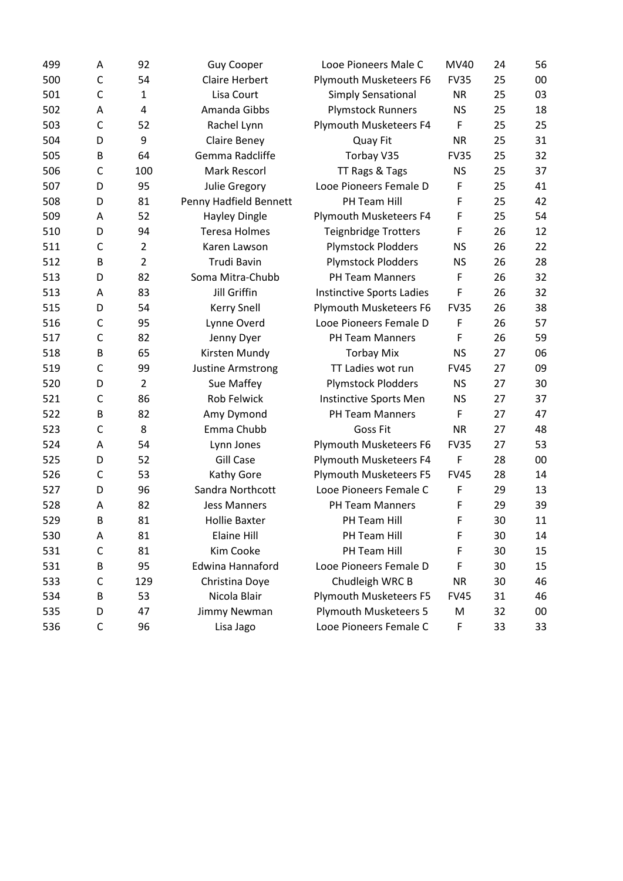| | | | | | | | |
|---|---|---|---|---|---|---|---|
| 499 | A | 92 | Guy Cooper | Looe Pioneers Male C | MV40 | 24 | 56 |
| 500 | C | 54 | Claire Herbert | Plymouth Musketeers F6 | FV35 | 25 | 00 |
| 501 | C | 1 | Lisa Court | Simply Sensational | NR | 25 | 03 |
| 502 | A | 4 | Amanda Gibbs | Plymstock Runners | NS | 25 | 18 |
| 503 | C | 52 | Rachel Lynn | Plymouth Musketeers F4 | F | 25 | 25 |
| 504 | D | 9 | Claire Beney | Quay Fit | NR | 25 | 31 |
| 505 | B | 64 | Gemma Radcliffe | Torbay V35 | FV35 | 25 | 32 |
| 506 | C | 100 | Mark Rescorl | TT Rags & Tags | NS | 25 | 37 |
| 507 | D | 95 | Julie Gregory | Looe Pioneers Female D | F | 25 | 41 |
| 508 | D | 81 | Penny Hadfield Bennett | PH Team Hill | F | 25 | 42 |
| 509 | A | 52 | Hayley Dingle | Plymouth Musketeers F4 | F | 25 | 54 |
| 510 | D | 94 | Teresa Holmes | Teignbridge Trotters | F | 26 | 12 |
| 511 | C | 2 | Karen Lawson | Plymstock Plodders | NS | 26 | 22 |
| 512 | B | 2 | Trudi Bavin | Plymstock Plodders | NS | 26 | 28 |
| 513 | D | 82 | Soma Mitra-Chubb | PH Team Manners | F | 26 | 32 |
| 513 | A | 83 | Jill Griffin | Instinctive Sports Ladies | F | 26 | 32 |
| 515 | D | 54 | Kerry Snell | Plymouth Musketeers F6 | FV35 | 26 | 38 |
| 516 | C | 95 | Lynne Overd | Looe Pioneers Female D | F | 26 | 57 |
| 517 | C | 82 | Jenny Dyer | PH Team Manners | F | 26 | 59 |
| 518 | B | 65 | Kirsten Mundy | Torbay Mix | NS | 27 | 06 |
| 519 | C | 99 | Justine Armstrong | TT Ladies wot run | FV45 | 27 | 09 |
| 520 | D | 2 | Sue Maffey | Plymstock Plodders | NS | 27 | 30 |
| 521 | C | 86 | Rob Felwick | Instinctive Sports Men | NS | 27 | 37 |
| 522 | B | 82 | Amy Dymond | PH Team Manners | F | 27 | 47 |
| 523 | C | 8 | Emma Chubb | Goss Fit | NR | 27 | 48 |
| 524 | A | 54 | Lynn Jones | Plymouth Musketeers F6 | FV35 | 27 | 53 |
| 525 | D | 52 | Gill Case | Plymouth Musketeers F4 | F | 28 | 00 |
| 526 | C | 53 | Kathy Gore | Plymouth Musketeers F5 | FV45 | 28 | 14 |
| 527 | D | 96 | Sandra Northcott | Looe Pioneers Female C | F | 29 | 13 |
| 528 | A | 82 | Jess Manners | PH Team Manners | F | 29 | 39 |
| 529 | B | 81 | Hollie Baxter | PH Team Hill | F | 30 | 11 |
| 530 | A | 81 | Elaine Hill | PH Team Hill | F | 30 | 14 |
| 531 | C | 81 | Kim Cooke | PH Team Hill | F | 30 | 15 |
| 531 | B | 95 | Edwina Hannaford | Looe Pioneers Female D | F | 30 | 15 |
| 533 | C | 129 | Christina Doye | Chudleigh WRC B | NR | 30 | 46 |
| 534 | B | 53 | Nicola Blair | Plymouth Musketeers F5 | FV45 | 31 | 46 |
| 535 | D | 47 | Jimmy Newman | Plymouth Musketeers 5 | M | 32 | 00 |
| 536 | C | 96 | Lisa Jago | Looe Pioneers Female C | F | 33 | 33 |